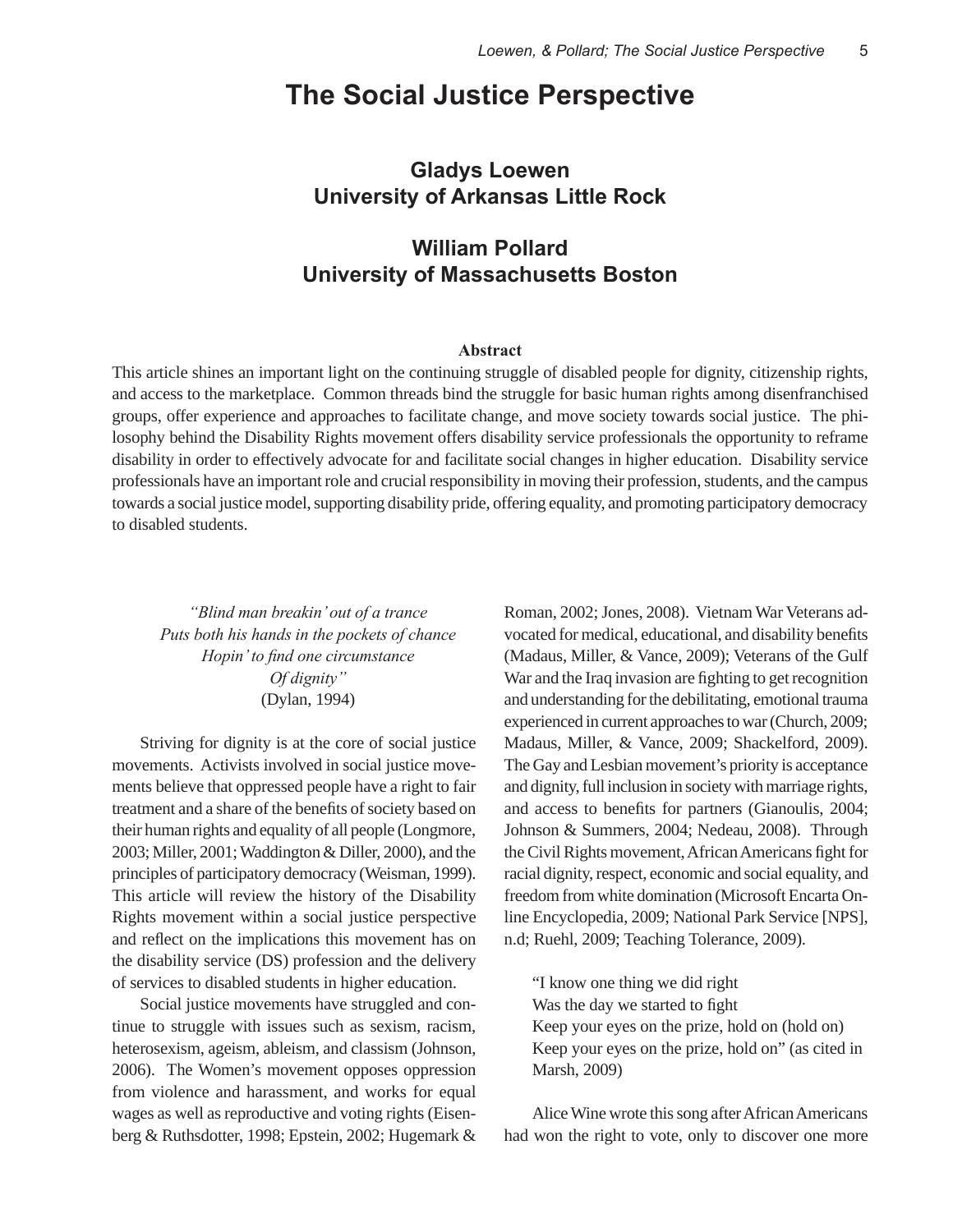# The Social Justice Perspective

**Gladys Loewen**
**University of Arkansas Little Rock**

**William Pollard**
**University of Massachusetts Boston**

**Abstract**

This article shines an important light on the continuing struggle of disabled people for dignity, citizenship rights, and access to the marketplace. Common threads bind the struggle for basic human rights among disenfranchised groups, offer experience and approaches to facilitate change, and move society towards social justice. The philosophy behind the Disability Rights movement offers disability service professionals the opportunity to reframe disability in order to effectively advocate for and facilitate social changes in higher education. Disability service professionals have an important role and crucial responsibility in moving their profession, students, and the campus towards a social justice model, supporting disability pride, offering equality, and promoting participatory democracy to disabled students.

*"Blind man breakin' out of a trance*
*Puts both his hands in the pockets of chance*
*Hopin' to find one circumstance*
*Of dignity"*
(Dylan, 1994)

Striving for dignity is at the core of social justice movements. Activists involved in social justice movements believe that oppressed people have a right to fair treatment and a share of the benefits of society based on their human rights and equality of all people (Longmore, 2003; Miller, 2001; Waddington & Diller, 2000), and the principles of participatory democracy (Weisman, 1999). This article will review the history of the Disability Rights movement within a social justice perspective and reflect on the implications this movement has on the disability service (DS) profession and the delivery of services to disabled students in higher education.

Social justice movements have struggled and continue to struggle with issues such as sexism, racism, heterosexism, ageism, ableism, and classism (Johnson, 2006). The Women's movement opposes oppression from violence and harassment, and works for equal wages as well as reproductive and voting rights (Eisenberg & Ruthsdotter, 1998; Epstein, 2002; Hugemark & Roman, 2002; Jones, 2008). Vietnam War Veterans advocated for medical, educational, and disability benefits (Madaus, Miller, & Vance, 2009); Veterans of the Gulf War and the Iraq invasion are fighting to get recognition and understanding for the debilitating, emotional trauma experienced in current approaches to war (Church, 2009; Madaus, Miller, & Vance, 2009; Shackelford, 2009). The Gay and Lesbian movement's priority is acceptance and dignity, full inclusion in society with marriage rights, and access to benefits for partners (Gianoulis, 2004; Johnson & Summers, 2004; Nedeau, 2008). Through the Civil Rights movement, African Americans fight for racial dignity, respect, economic and social equality, and freedom from white domination (Microsoft Encarta Online Encyclopedia, 2009; National Park Service [NPS], n.d; Ruehl, 2009; Teaching Tolerance, 2009).

> "I know one thing we did right
> Was the day we started to fight
> Keep your eyes on the prize, hold on (hold on)
> Keep your eyes on the prize, hold on" (as cited in Marsh, 2009)

Alice Wine wrote this song after African Americans had won the right to vote, only to discover one more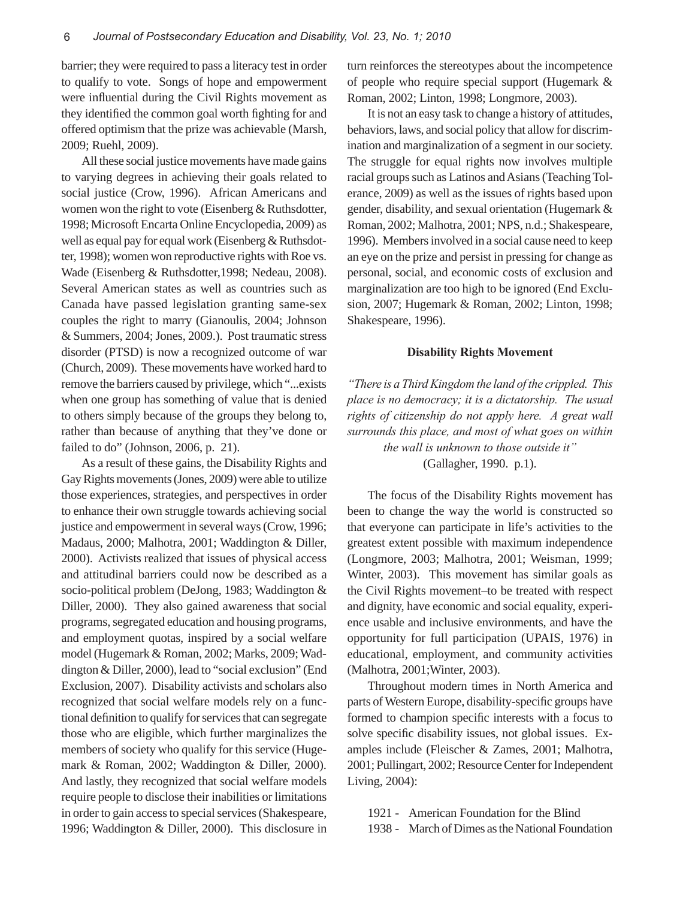barrier; they were required to pass a literacy test in order to qualify to vote. Songs of hope and empowerment were influential during the Civil Rights movement as they identified the common goal worth fighting for and offered optimism that the prize was achievable (Marsh, 2009; Ruehl, 2009).

All these social justice movements have made gains to varying degrees in achieving their goals related to social justice (Crow, 1996). African Americans and women won the right to vote (Eisenberg & Ruthsdotter, 1998; Microsoft Encarta Online Encyclopedia, 2009) as well as equal pay for equal work (Eisenberg & Ruthsdotter, 1998); women won reproductive rights with Roe vs. Wade (Eisenberg & Ruthsdotter,1998; Nedeau, 2008). Several American states as well as countries such as Canada have passed legislation granting same-sex couples the right to marry (Gianoulis, 2004; Johnson & Summers, 2004; Jones, 2009.). Post traumatic stress disorder (PTSD) is now a recognized outcome of war (Church, 2009). These movements have worked hard to remove the barriers caused by privilege, which "...exists when one group has something of value that is denied to others simply because of the groups they belong to, rather than because of anything that they've done or failed to do" (Johnson, 2006, p. 21).

As a result of these gains, the Disability Rights and Gay Rights movements (Jones, 2009) were able to utilize those experiences, strategies, and perspectives in order to enhance their own struggle towards achieving social justice and empowerment in several ways (Crow, 1996; Madaus, 2000; Malhotra, 2001; Waddington & Diller, 2000). Activists realized that issues of physical access and attitudinal barriers could now be described as a socio-political problem (DeJong, 1983; Waddington & Diller, 2000). They also gained awareness that social programs, segregated education and housing programs, and employment quotas, inspired by a social welfare model (Hugemark & Roman, 2002; Marks, 2009; Waddington & Diller, 2000), lead to "social exclusion" (End Exclusion, 2007). Disability activists and scholars also recognized that social welfare models rely on a functional definition to qualify for services that can segregate those who are eligible, which further marginalizes the members of society who qualify for this service (Hugemark & Roman, 2002; Waddington & Diller, 2000). And lastly, they recognized that social welfare models require people to disclose their inabilities or limitations in order to gain access to special services (Shakespeare, 1996; Waddington & Diller, 2000). This disclosure in turn reinforces the stereotypes about the incompetence of people who require special support (Hugemark & Roman, 2002; Linton, 1998; Longmore, 2003).

It is not an easy task to change a history of attitudes, behaviors, laws, and social policy that allow for discrimination and marginalization of a segment in our society. The struggle for equal rights now involves multiple racial groups such as Latinos and Asians (Teaching Tolerance, 2009) as well as the issues of rights based upon gender, disability, and sexual orientation (Hugemark & Roman, 2002; Malhotra, 2001; NPS, n.d.; Shakespeare, 1996). Members involved in a social cause need to keep an eye on the prize and persist in pressing for change as personal, social, and economic costs of exclusion and marginalization are too high to be ignored (End Exclusion, 2007; Hugemark & Roman, 2002; Linton, 1998; Shakespeare, 1996).

## Disability Rights Movement

*"There is a Third Kingdom the land of the crippled. This place is no democracy; it is a dictatorship. The usual rights of citizenship do not apply here. A great wall surrounds this place, and most of what goes on within the wall is unknown to those outside it"*
(Gallagher, 1990. p.1).

The focus of the Disability Rights movement has been to change the way the world is constructed so that everyone can participate in life's activities to the greatest extent possible with maximum independence (Longmore, 2003; Malhotra, 2001; Weisman, 1999; Winter, 2003). This movement has similar goals as the Civil Rights movement–to be treated with respect and dignity, have economic and social equality, experience usable and inclusive environments, and have the opportunity for full participation (UPAIS, 1976) in educational, employment, and community activities (Malhotra, 2001;Winter, 2003).

Throughout modern times in North America and parts of Western Europe, disability-specific groups have formed to champion specific interests with a focus to solve specific disability issues, not global issues. Examples include (Fleischer & Zames, 2001; Malhotra, 2001; Pullingart, 2002; Resource Center for Independent Living, 2004):

1921 - American Foundation for the Blind
1938 - March of Dimes as the National Foundation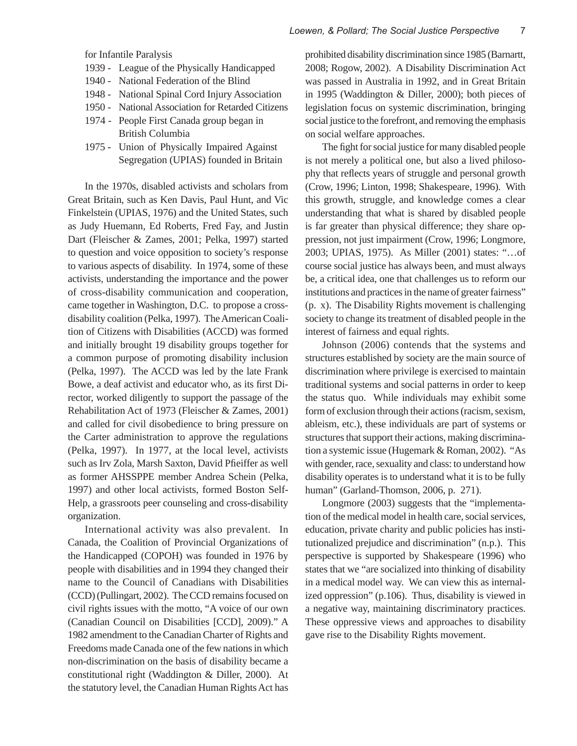for Infantile Paralysis

- 1939 - League of the Physically Handicapped
- 1940 - National Federation of the Blind
- 1948 - National Spinal Cord Injury Association
- 1950 - National Association for Retarded Citizens
- 1974 - People First Canada group began in British Columbia
- 1975 - Union of Physically Impaired Against Segregation (UPIAS) founded in Britain

In the 1970s, disabled activists and scholars from Great Britain, such as Ken Davis, Paul Hunt, and Vic Finkelstein (UPIAS, 1976) and the United States, such as Judy Huemann, Ed Roberts, Fred Fay, and Justin Dart (Fleischer & Zames, 2001; Pelka, 1997) started to question and voice opposition to society's response to various aspects of disability. In 1974, some of these activists, understanding the importance and the power of cross-disability communication and cooperation, came together in Washington, D.C. to propose a cross-disability coalition (Pelka, 1997). The American Coalition of Citizens with Disabilities (ACCD) was formed and initially brought 19 disability groups together for a common purpose of promoting disability inclusion (Pelka, 1997). The ACCD was led by the late Frank Bowe, a deaf activist and educator who, as its first Director, worked diligently to support the passage of the Rehabilitation Act of 1973 (Fleischer & Zames, 2001) and called for civil disobedience to bring pressure on the Carter administration to approve the regulations (Pelka, 1997). In 1977, at the local level, activists such as Irv Zola, Marsh Saxton, David Pfieiffer as well as former AHSSPPE member Andrea Schein (Pelka, 1997) and other local activists, formed Boston Self-Help, a grassroots peer counseling and cross-disability organization.

International activity was also prevalent. In Canada, the Coalition of Provincial Organizations of the Handicapped (COPOH) was founded in 1976 by people with disabilities and in 1994 they changed their name to the Council of Canadians with Disabilities (CCD) (Pullingart, 2002). The CCD remains focused on civil rights issues with the motto, "A voice of our own (Canadian Council on Disabilities [CCD], 2009)." A 1982 amendment to the Canadian Charter of Rights and Freedoms made Canada one of the few nations in which non-discrimination on the basis of disability became a constitutional right (Waddington & Diller, 2000). At the statutory level, the Canadian Human Rights Act has prohibited disability discrimination since 1985 (Barnartt, 2008; Rogow, 2002). A Disability Discrimination Act was passed in Australia in 1992, and in Great Britain in 1995 (Waddington & Diller, 2000); both pieces of legislation focus on systemic discrimination, bringing social justice to the forefront, and removing the emphasis on social welfare approaches.

The fight for social justice for many disabled people is not merely a political one, but also a lived philosophy that reflects years of struggle and personal growth (Crow, 1996; Linton, 1998; Shakespeare, 1996). With this growth, struggle, and knowledge comes a clear understanding that what is shared by disabled people is far greater than physical difference; they share oppression, not just impairment (Crow, 1996; Longmore, 2003; UPIAS, 1975). As Miller (2001) states: "…of course social justice has always been, and must always be, a critical idea, one that challenges us to reform our institutions and practices in the name of greater fairness" (p. x). The Disability Rights movement is challenging society to change its treatment of disabled people in the interest of fairness and equal rights.

Johnson (2006) contends that the systems and structures established by society are the main source of discrimination where privilege is exercised to maintain traditional systems and social patterns in order to keep the status quo. While individuals may exhibit some form of exclusion through their actions (racism, sexism, ableism, etc.), these individuals are part of systems or structures that support their actions, making discrimination a systemic issue (Hugemark & Roman, 2002). "As with gender, race, sexuality and class: to understand how disability operates is to understand what it is to be fully human" (Garland-Thomson, 2006, p. 271).

Longmore (2003) suggests that the "implementation of the medical model in health care, social services, education, private charity and public policies has institutionalized prejudice and discrimination" (n.p.). This perspective is supported by Shakespeare (1996) who states that we "are socialized into thinking of disability in a medical model way. We can view this as internalized oppression" (p.106). Thus, disability is viewed in a negative way, maintaining discriminatory practices. These oppressive views and approaches to disability gave rise to the Disability Rights movement.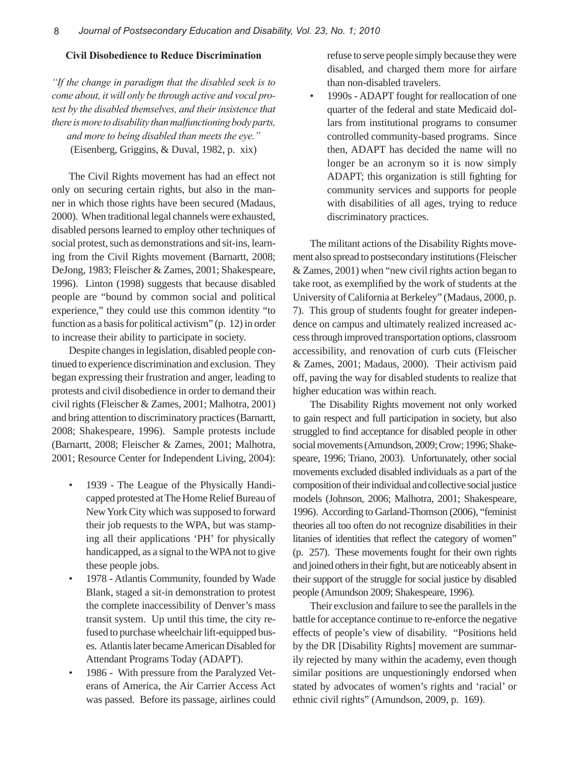### Civil Disobedience to Reduce Discrimination

*"If the change in paradigm that the disabled seek is to come about, it will only be through active and vocal protest by the disabled themselves, and their insistence that there is more to disability than malfunctioning body parts, and more to being disabled than meets the eye."*
(Eisenberg, Griggins, & Duval, 1982, p. xix)

The Civil Rights movement has had an effect not only on securing certain rights, but also in the manner in which those rights have been secured (Madaus, 2000). When traditional legal channels were exhausted, disabled persons learned to employ other techniques of social protest, such as demonstrations and sit-ins, learning from the Civil Rights movement (Barnartt, 2008; DeJong, 1983; Fleischer & Zames, 2001; Shakespeare, 1996). Linton (1998) suggests that because disabled people are "bound by common social and political experience," they could use this common identity "to function as a basis for political activism" (p. 12) in order to increase their ability to participate in society.

Despite changes in legislation, disabled people continued to experience discrimination and exclusion. They began expressing their frustration and anger, leading to protests and civil disobedience in order to demand their civil rights (Fleischer & Zames, 2001; Malhotra, 2001) and bring attention to discriminatory practices (Barnartt, 2008; Shakespeare, 1996). Sample protests include (Barnartt, 2008; Fleischer & Zames, 2001; Malhotra, 2001; Resource Center for Independent Living, 2004):

- 1939 - The League of the Physically Handicapped protested at The Home Relief Bureau of New York City which was supposed to forward their job requests to the WPA, but was stamping all their applications 'PH' for physically handicapped, as a signal to the WPA not to give these people jobs.
- 1978 - Atlantis Community, founded by Wade Blank, staged a sit-in demonstration to protest the complete inaccessibility of Denver's mass transit system. Up until this time, the city refused to purchase wheelchair lift-equipped buses. Atlantis later became American Disabled for Attendant Programs Today (ADAPT).
- 1986 - With pressure from the Paralyzed Veterans of America, the Air Carrier Access Act was passed. Before its passage, airlines could refuse to serve people simply because they were disabled, and charged them more for airfare than non-disabled travelers.
- 1990s - ADAPT fought for reallocation of one quarter of the federal and state Medicaid dollars from institutional programs to consumer controlled community-based programs. Since then, ADAPT has decided the name will no longer be an acronym so it is now simply ADAPT; this organization is still fighting for community services and supports for people with disabilities of all ages, trying to reduce discriminatory practices.

The militant actions of the Disability Rights movement also spread to postsecondary institutions (Fleischer & Zames, 2001) when "new civil rights action began to take root, as exemplified by the work of students at the University of California at Berkeley" (Madaus, 2000, p. 7). This group of students fought for greater independence on campus and ultimately realized increased access through improved transportation options, classroom accessibility, and renovation of curb cuts (Fleischer & Zames, 2001; Madaus, 2000). Their activism paid off, paving the way for disabled students to realize that higher education was within reach.

The Disability Rights movement not only worked to gain respect and full participation in society, but also struggled to find acceptance for disabled people in other social movements (Amundson, 2009; Crow; 1996; Shakespeare, 1996; Triano, 2003). Unfortunately, other social movements excluded disabled individuals as a part of the composition of their individual and collective social justice models (Johnson, 2006; Malhotra, 2001; Shakespeare, 1996). According to Garland-Thomson (2006), "feminist theories all too often do not recognize disabilities in their litanies of identities that reflect the category of women" (p. 257). These movements fought for their own rights and joined others in their fight, but are noticeably absent in their support of the struggle for social justice by disabled people (Amundson 2009; Shakespeare, 1996).

Their exclusion and failure to see the parallels in the battle for acceptance continue to re-enforce the negative effects of people's view of disability. "Positions held by the DR [Disability Rights] movement are summarily rejected by many within the academy, even though similar positions are unquestioningly endorsed when stated by advocates of women's rights and 'racial' or ethnic civil rights" (Amundson, 2009, p. 169).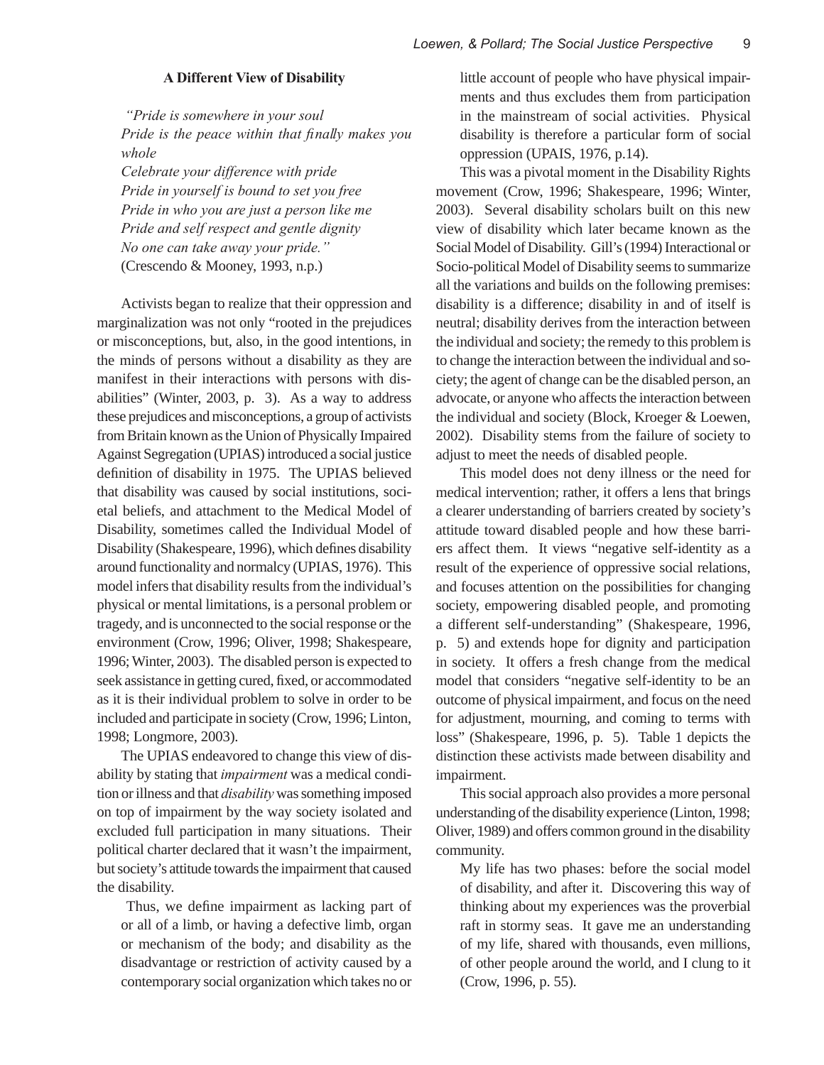### A Different View of Disability

> *"Pride is somewhere in your soul*
> *Pride is the peace within that finally makes you whole*
> *Celebrate your difference with pride*
> *Pride in yourself is bound to set you free*
> *Pride in who you are just a person like me*
> *Pride and self respect and gentle dignity*
> *No one can take away your pride."*
> (Crescendo & Mooney, 1993, n.p.)

Activists began to realize that their oppression and marginalization was not only "rooted in the prejudices or misconceptions, but, also, in the good intentions, in the minds of persons without a disability as they are manifest in their interactions with persons with disabilities" (Winter, 2003, p. 3). As a way to address these prejudices and misconceptions, a group of activists from Britain known as the Union of Physically Impaired Against Segregation (UPIAS) introduced a social justice definition of disability in 1975. The UPIAS believed that disability was caused by social institutions, societal beliefs, and attachment to the Medical Model of Disability, sometimes called the Individual Model of Disability (Shakespeare, 1996), which defines disability around functionality and normalcy (UPIAS, 1976). This model infers that disability results from the individual's physical or mental limitations, is a personal problem or tragedy, and is unconnected to the social response or the environment (Crow, 1996; Oliver, 1998; Shakespeare, 1996; Winter, 2003). The disabled person is expected to seek assistance in getting cured, fixed, or accommodated as it is their individual problem to solve in order to be included and participate in society (Crow, 1996; Linton, 1998; Longmore, 2003).

The UPIAS endeavored to change this view of disability by stating that *impairment* was a medical condition or illness and that *disability* was something imposed on top of impairment by the way society isolated and excluded full participation in many situations. Their political charter declared that it wasn't the impairment, but society's attitude towards the impairment that caused the disability.

> Thus, we define impairment as lacking part of or all of a limb, or having a defective limb, organ or mechanism of the body; and disability as the disadvantage or restriction of activity caused by a contemporary social organization which takes no or little account of people who have physical impairments and thus excludes them from participation in the mainstream of social activities. Physical disability is therefore a particular form of social oppression (UPAIS, 1976, p.14).

This was a pivotal moment in the Disability Rights movement (Crow, 1996; Shakespeare, 1996; Winter, 2003). Several disability scholars built on this new view of disability which later became known as the Social Model of Disability. Gill's (1994) Interactional or Socio-political Model of Disability seems to summarize all the variations and builds on the following premises: disability is a difference; disability in and of itself is neutral; disability derives from the interaction between the individual and society; the remedy to this problem is to change the interaction between the individual and society; the agent of change can be the disabled person, an advocate, or anyone who affects the interaction between the individual and society (Block, Kroeger & Loewen, 2002). Disability stems from the failure of society to adjust to meet the needs of disabled people.

This model does not deny illness or the need for medical intervention; rather, it offers a lens that brings a clearer understanding of barriers created by society's attitude toward disabled people and how these barriers affect them. It views "negative self-identity as a result of the experience of oppressive social relations, and focuses attention on the possibilities for changing society, empowering disabled people, and promoting a different self-understanding" (Shakespeare, 1996, p. 5) and extends hope for dignity and participation in society. It offers a fresh change from the medical model that considers "negative self-identity to be an outcome of physical impairment, and focus on the need for adjustment, mourning, and coming to terms with loss" (Shakespeare, 1996, p. 5). Table 1 depicts the distinction these activists made between disability and impairment.

This social approach also provides a more personal understanding of the disability experience (Linton, 1998; Oliver, 1989) and offers common ground in the disability community.

> My life has two phases: before the social model of disability, and after it. Discovering this way of thinking about my experiences was the proverbial raft in stormy seas. It gave me an understanding of my life, shared with thousands, even millions, of other people around the world, and I clung to it (Crow, 1996, p. 55).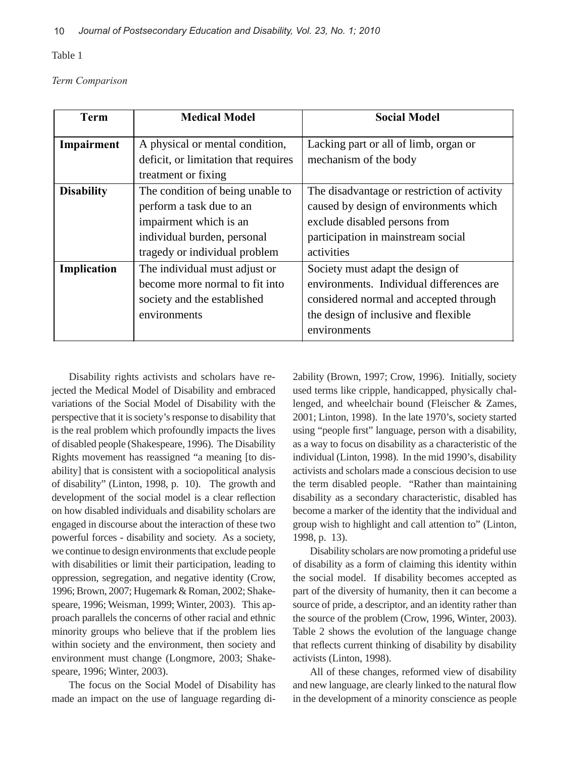Table 1

*Term Comparison*

| Term | Medical Model | Social Model |
|---|---|---|
| **Impairment** | A physical or mental condition, deficit, or limitation that requires treatment or fixing | Lacking part or all of limb, organ or mechanism of the body |
| **Disability** | The condition of being unable to perform a task due to an impairment which is an individual burden, personal tragedy or individual problem | The disadvantage or restriction of activity caused by design of environments which exclude disabled persons from participation in mainstream social activities |
| **Implication** | The individual must adjust or become more normal to fit into society and the established environments | Society must adapt the design of environments. Individual differences are considered normal and accepted through the design of inclusive and flexible environments |

Disability rights activists and scholars have rejected the Medical Model of Disability and embraced variations of the Social Model of Disability with the perspective that it is society's response to disability that is the real problem which profoundly impacts the lives of disabled people (Shakespeare, 1996). The Disability Rights movement has reassigned "a meaning [to disability] that is consistent with a sociopolitical analysis of disability" (Linton, 1998, p. 10). The growth and development of the social model is a clear reflection on how disabled individuals and disability scholars are engaged in discourse about the interaction of these two powerful forces - disability and society. As a society, we continue to design environments that exclude people with disabilities or limit their participation, leading to oppression, segregation, and negative identity (Crow, 1996; Brown, 2007; Hugemark & Roman, 2002; Shakespeare, 1996; Weisman, 1999; Winter, 2003). This approach parallels the concerns of other racial and ethnic minority groups who believe that if the problem lies within society and the environment, then society and environment must change (Longmore, 2003; Shakespeare, 1996; Winter, 2003).

The focus on the Social Model of Disability has made an impact on the use of language regarding di-2ability (Brown, 1997; Crow, 1996). Initially, society used terms like cripple, handicapped, physically challenged, and wheelchair bound (Fleischer & Zames, 2001; Linton, 1998). In the late 1970's, society started using "people first" language, person with a disability, as a way to focus on disability as a characteristic of the individual (Linton, 1998). In the mid 1990's, disability activists and scholars made a conscious decision to use the term disabled people. "Rather than maintaining disability as a secondary characteristic, disabled has become a marker of the identity that the individual and group wish to highlight and call attention to" (Linton, 1998, p. 13).

Disability scholars are now promoting a prideful use of disability as a form of claiming this identity within the social model. If disability becomes accepted as part of the diversity of humanity, then it can become a source of pride, a descriptor, and an identity rather than the source of the problem (Crow, 1996, Winter, 2003). Table 2 shows the evolution of the language change that reflects current thinking of disability by disability activists (Linton, 1998).

All of these changes, reformed view of disability and new language, are clearly linked to the natural flow in the development of a minority conscience as people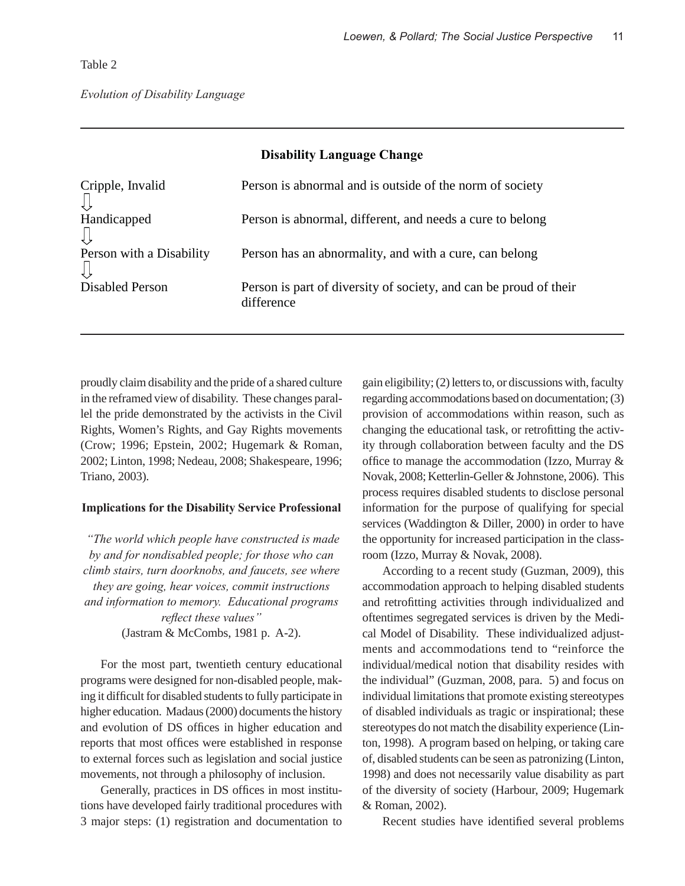Table 2

*Evolution of Disability Language*

| Disability Language Change | |
|---|---|
| Cripple, Invalid ⇩ | Person is abnormal and is outside of the norm of society |
| Handicapped ⇩ | Person is abnormal, different, and needs a cure to belong |
| Person with a Disability ⇩ | Person has an abnormality, and with a cure, can belong |
| Disabled Person | Person is part of diversity of society, and can be proud of their difference |

proudly claim disability and the pride of a shared culture in the reframed view of disability. These changes parallel the pride demonstrated by the activists in the Civil Rights, Women's Rights, and Gay Rights movements (Crow; 1996; Epstein, 2002; Hugemark & Roman, 2002; Linton, 1998; Nedeau, 2008; Shakespeare, 1996; Triano, 2003).

#### Implications for the Disability Service Professional

> *"The world which people have constructed is made by and for nondisabled people; for those who can climb stairs, turn doorknobs, and faucets, see where they are going, hear voices, commit instructions and information to memory. Educational programs reflect these values"*
> (Jastram & McCombs, 1981 p. A-2).

For the most part, twentieth century educational programs were designed for non-disabled people, making it difficult for disabled students to fully participate in higher education. Madaus (2000) documents the history and evolution of DS offices in higher education and reports that most offices were established in response to external forces such as legislation and social justice movements, not through a philosophy of inclusion.

Generally, practices in DS offices in most institutions have developed fairly traditional procedures with 3 major steps: (1) registration and documentation to gain eligibility; (2) letters to, or discussions with, faculty regarding accommodations based on documentation; (3) provision of accommodations within reason, such as changing the educational task, or retrofitting the activity through collaboration between faculty and the DS office to manage the accommodation (Izzo, Murray & Novak, 2008; Ketterlin-Geller & Johnstone, 2006). This process requires disabled students to disclose personal information for the purpose of qualifying for special services (Waddington & Diller, 2000) in order to have the opportunity for increased participation in the classroom (Izzo, Murray & Novak, 2008).

According to a recent study (Guzman, 2009), this accommodation approach to helping disabled students and retrofitting activities through individualized and oftentimes segregated services is driven by the Medical Model of Disability. These individualized adjustments and accommodations tend to "reinforce the individual/medical notion that disability resides with the individual" (Guzman, 2008, para. 5) and focus on individual limitations that promote existing stereotypes of disabled individuals as tragic or inspirational; these stereotypes do not match the disability experience (Linton, 1998). A program based on helping, or taking care of, disabled students can be seen as patronizing (Linton, 1998) and does not necessarily value disability as part of the diversity of society (Harbour, 2009; Hugemark & Roman, 2002).

Recent studies have identified several problems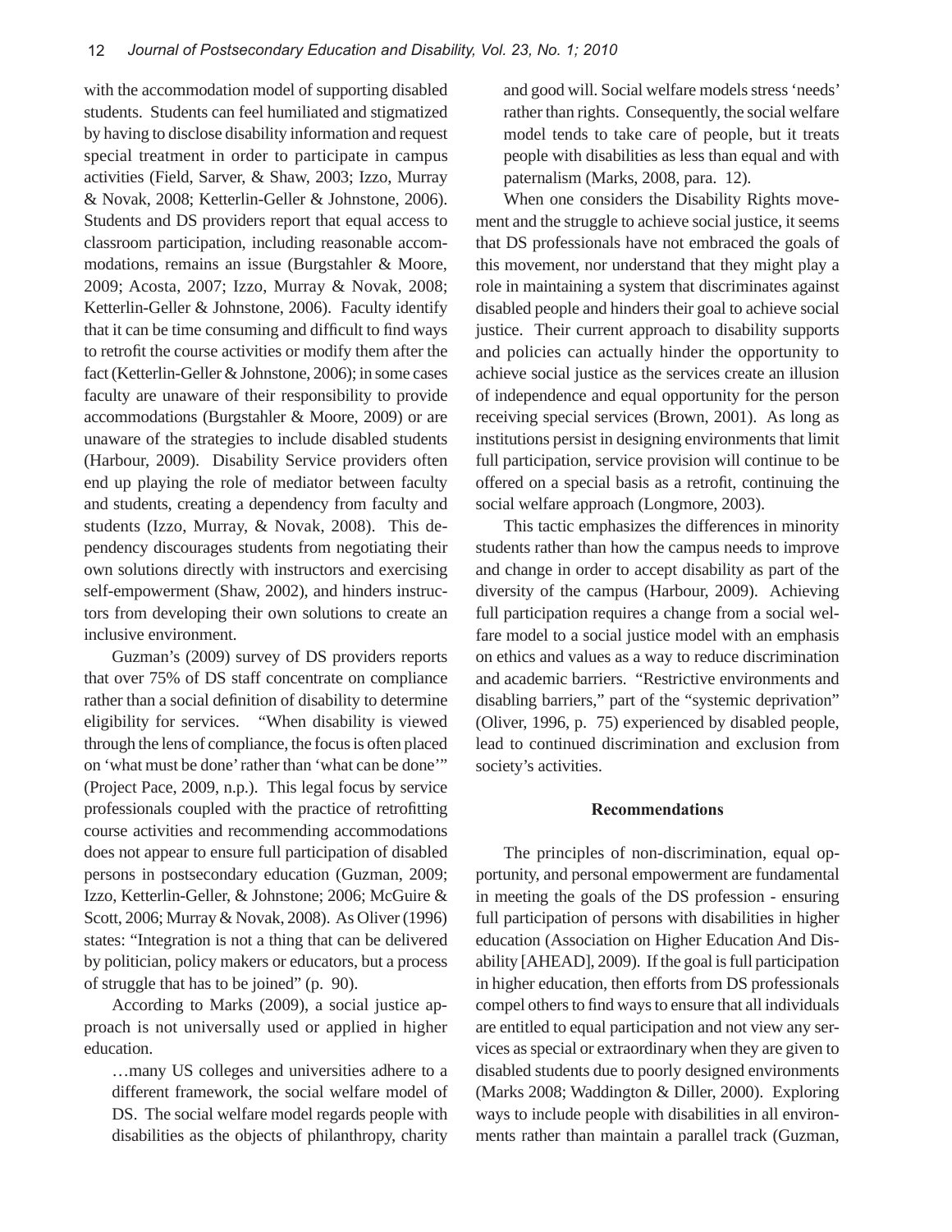with the accommodation model of supporting disabled students. Students can feel humiliated and stigmatized by having to disclose disability information and request special treatment in order to participate in campus activities (Field, Sarver, & Shaw, 2003; Izzo, Murray & Novak, 2008; Ketterlin-Geller & Johnstone, 2006). Students and DS providers report that equal access to classroom participation, including reasonable accommodations, remains an issue (Burgstahler & Moore, 2009; Acosta, 2007; Izzo, Murray & Novak, 2008; Ketterlin-Geller & Johnstone, 2006). Faculty identify that it can be time consuming and difficult to find ways to retrofit the course activities or modify them after the fact (Ketterlin-Geller & Johnstone, 2006); in some cases faculty are unaware of their responsibility to provide accommodations (Burgstahler & Moore, 2009) or are unaware of the strategies to include disabled students (Harbour, 2009). Disability Service providers often end up playing the role of mediator between faculty and students, creating a dependency from faculty and students (Izzo, Murray, & Novak, 2008). This dependency discourages students from negotiating their own solutions directly with instructors and exercising self-empowerment (Shaw, 2002), and hinders instructors from developing their own solutions to create an inclusive environment.

Guzman's (2009) survey of DS providers reports that over 75% of DS staff concentrate on compliance rather than a social definition of disability to determine eligibility for services. "When disability is viewed through the lens of compliance, the focus is often placed on 'what must be done' rather than 'what can be done'" (Project Pace, 2009, n.p.). This legal focus by service professionals coupled with the practice of retrofitting course activities and recommending accommodations does not appear to ensure full participation of disabled persons in postsecondary education (Guzman, 2009; Izzo, Ketterlin-Geller, & Johnstone; 2006; McGuire & Scott, 2006; Murray & Novak, 2008). As Oliver (1996) states: "Integration is not a thing that can be delivered by politician, policy makers or educators, but a process of struggle that has to be joined" (p. 90).

According to Marks (2009), a social justice approach is not universally used or applied in higher education.

> …many US colleges and universities adhere to a different framework, the social welfare model of DS. The social welfare model regards people with disabilities as the objects of philanthropy, charity and good will. Social welfare models stress 'needs' rather than rights. Consequently, the social welfare model tends to take care of people, but it treats people with disabilities as less than equal and with paternalism (Marks, 2008, para. 12).

When one considers the Disability Rights movement and the struggle to achieve social justice, it seems that DS professionals have not embraced the goals of this movement, nor understand that they might play a role in maintaining a system that discriminates against disabled people and hinders their goal to achieve social justice. Their current approach to disability supports and policies can actually hinder the opportunity to achieve social justice as the services create an illusion of independence and equal opportunity for the person receiving special services (Brown, 2001). As long as institutions persist in designing environments that limit full participation, service provision will continue to be offered on a special basis as a retrofit, continuing the social welfare approach (Longmore, 2003).

This tactic emphasizes the differences in minority students rather than how the campus needs to improve and change in order to accept disability as part of the diversity of the campus (Harbour, 2009). Achieving full participation requires a change from a social welfare model to a social justice model with an emphasis on ethics and values as a way to reduce discrimination and academic barriers. "Restrictive environments and disabling barriers," part of the "systemic deprivation" (Oliver, 1996, p. 75) experienced by disabled people, lead to continued discrimination and exclusion from society's activities.

## Recommendations

The principles of non-discrimination, equal opportunity, and personal empowerment are fundamental in meeting the goals of the DS profession - ensuring full participation of persons with disabilities in higher education (Association on Higher Education And Disability [AHEAD], 2009). If the goal is full participation in higher education, then efforts from DS professionals compel others to find ways to ensure that all individuals are entitled to equal participation and not view any services as special or extraordinary when they are given to disabled students due to poorly designed environments (Marks 2008; Waddington & Diller, 2000). Exploring ways to include people with disabilities in all environments rather than maintain a parallel track (Guzman,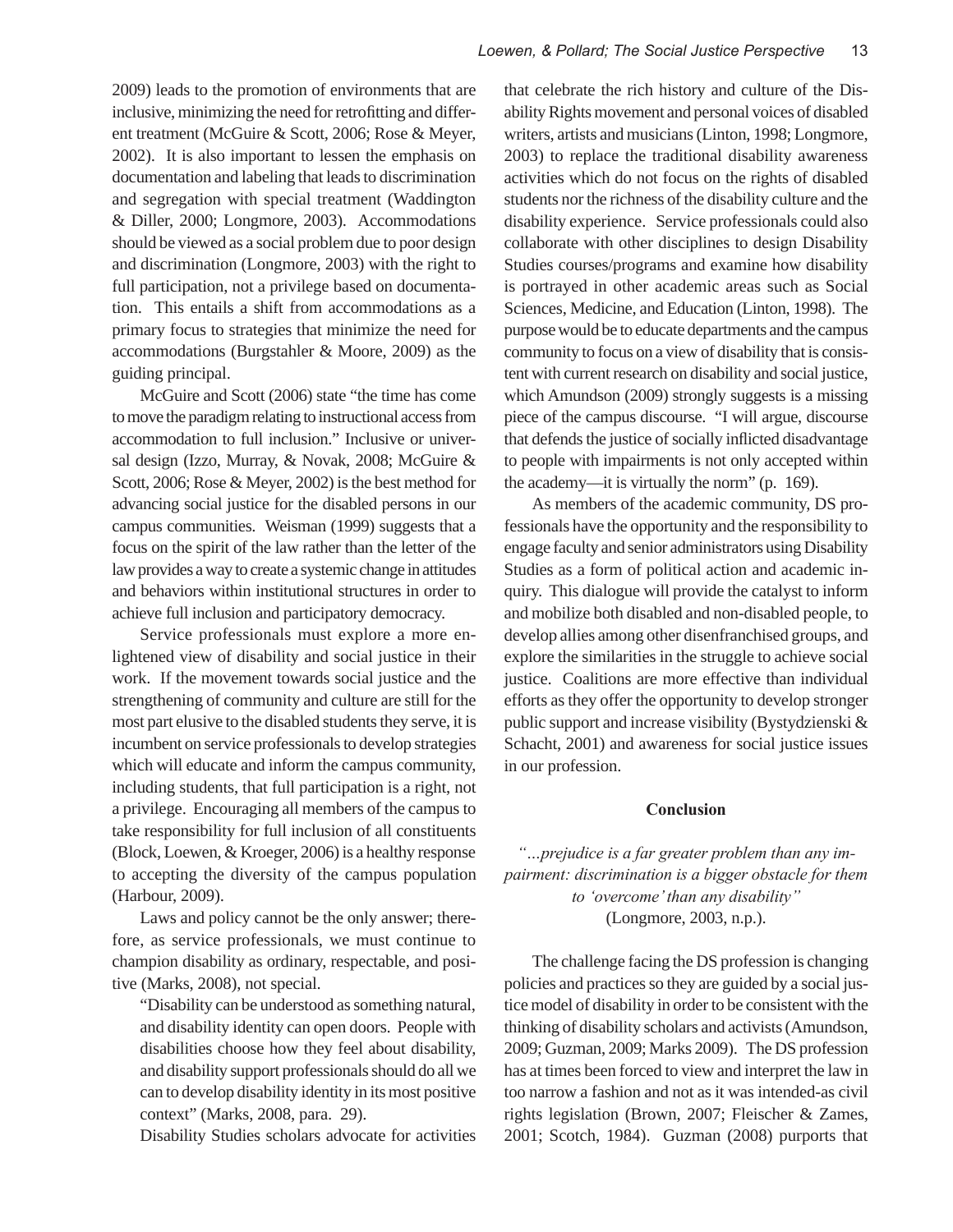2009) leads to the promotion of environments that are inclusive, minimizing the need for retrofitting and different treatment (McGuire & Scott, 2006; Rose & Meyer, 2002). It is also important to lessen the emphasis on documentation and labeling that leads to discrimination and segregation with special treatment (Waddington & Diller, 2000; Longmore, 2003). Accommodations should be viewed as a social problem due to poor design and discrimination (Longmore, 2003) with the right to full participation, not a privilege based on documentation. This entails a shift from accommodations as a primary focus to strategies that minimize the need for accommodations (Burgstahler & Moore, 2009) as the guiding principal.

McGuire and Scott (2006) state "the time has come to move the paradigm relating to instructional access from accommodation to full inclusion." Inclusive or universal design (Izzo, Murray, & Novak, 2008; McGuire & Scott, 2006; Rose & Meyer, 2002) is the best method for advancing social justice for the disabled persons in our campus communities. Weisman (1999) suggests that a focus on the spirit of the law rather than the letter of the law provides a way to create a systemic change in attitudes and behaviors within institutional structures in order to achieve full inclusion and participatory democracy.

Service professionals must explore a more enlightened view of disability and social justice in their work. If the movement towards social justice and the strengthening of community and culture are still for the most part elusive to the disabled students they serve, it is incumbent on service professionals to develop strategies which will educate and inform the campus community, including students, that full participation is a right, not a privilege. Encouraging all members of the campus to take responsibility for full inclusion of all constituents (Block, Loewen, & Kroeger, 2006) is a healthy response to accepting the diversity of the campus population (Harbour, 2009).

Laws and policy cannot be the only answer; therefore, as service professionals, we must continue to champion disability as ordinary, respectable, and positive (Marks, 2008), not special.

> "Disability can be understood as something natural, and disability identity can open doors. People with disabilities choose how they feel about disability, and disability support professionals should do all we can to develop disability identity in its most positive context" (Marks, 2008, para. 29).

Disability Studies scholars advocate for activities that celebrate the rich history and culture of the Disability Rights movement and personal voices of disabled writers, artists and musicians (Linton, 1998; Longmore, 2003) to replace the traditional disability awareness activities which do not focus on the rights of disabled students nor the richness of the disability culture and the disability experience. Service professionals could also collaborate with other disciplines to design Disability Studies courses/programs and examine how disability is portrayed in other academic areas such as Social Sciences, Medicine, and Education (Linton, 1998). The purpose would be to educate departments and the campus community to focus on a view of disability that is consistent with current research on disability and social justice, which Amundson (2009) strongly suggests is a missing piece of the campus discourse. "I will argue, discourse that defends the justice of socially inflicted disadvantage to people with impairments is not only accepted within the academy—it is virtually the norm" (p. 169).

As members of the academic community, DS professionals have the opportunity and the responsibility to engage faculty and senior administrators using Disability Studies as a form of political action and academic inquiry. This dialogue will provide the catalyst to inform and mobilize both disabled and non-disabled people, to develop allies among other disenfranchised groups, and explore the similarities in the struggle to achieve social justice. Coalitions are more effective than individual efforts as they offer the opportunity to develop stronger public support and increase visibility (Bystydzienski & Schacht, 2001) and awareness for social justice issues in our profession.

## Conclusion

*"...prejudice is a far greater problem than any impairment: discrimination is a bigger obstacle for them to 'overcome' than any disability"*
(Longmore, 2003, n.p.).

The challenge facing the DS profession is changing policies and practices so they are guided by a social justice model of disability in order to be consistent with the thinking of disability scholars and activists (Amundson, 2009; Guzman, 2009; Marks 2009). The DS profession has at times been forced to view and interpret the law in too narrow a fashion and not as it was intended-as civil rights legislation (Brown, 2007; Fleischer & Zames, 2001; Scotch, 1984). Guzman (2008) purports that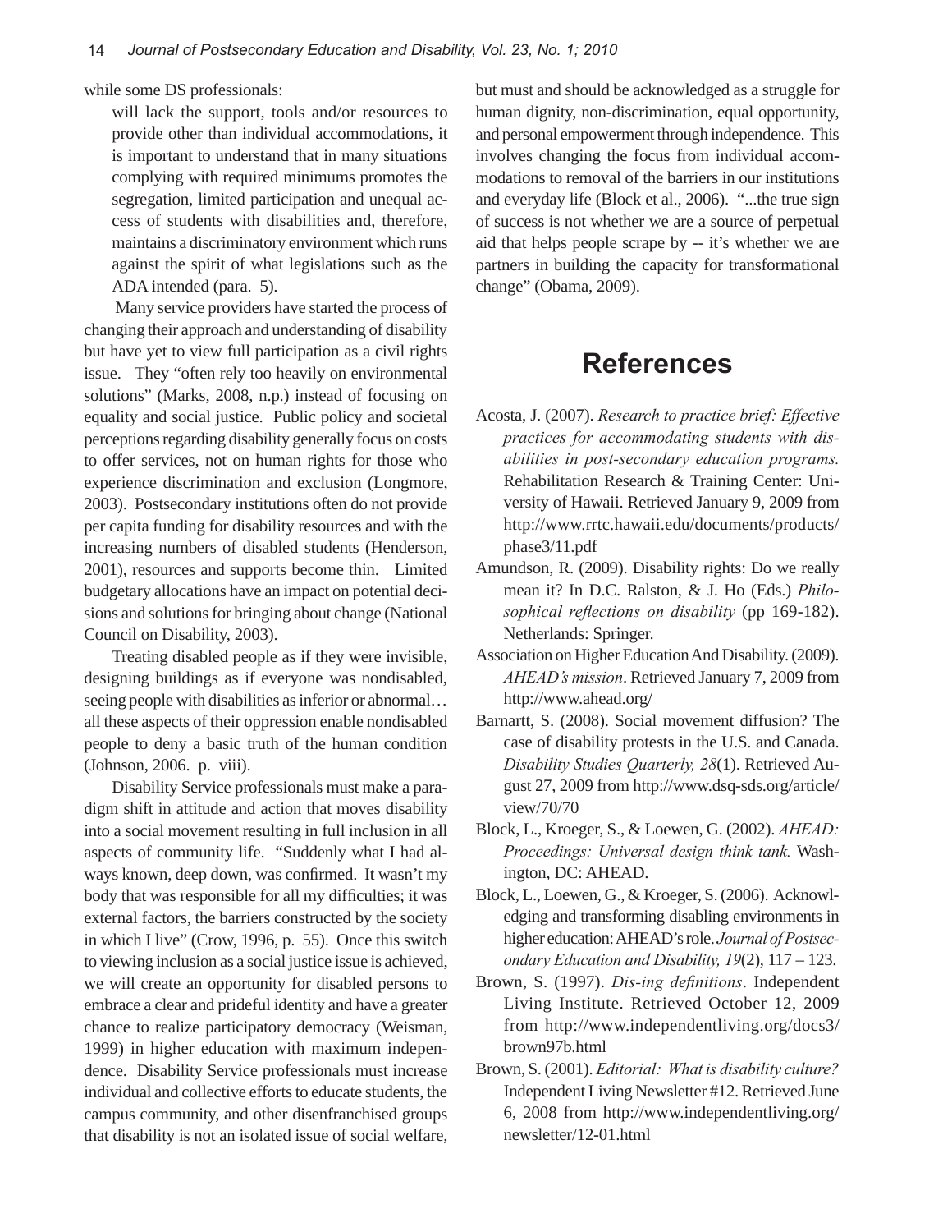while some DS professionals:

> will lack the support, tools and/or resources to provide other than individual accommodations, it is important to understand that in many situations complying with required minimums promotes the segregation, limited participation and unequal access of students with disabilities and, therefore, maintains a discriminatory environment which runs against the spirit of what legislations such as the ADA intended (para. 5).

Many service providers have started the process of changing their approach and understanding of disability but have yet to view full participation as a civil rights issue. They "often rely too heavily on environmental solutions" (Marks, 2008, n.p.) instead of focusing on equality and social justice. Public policy and societal perceptions regarding disability generally focus on costs to offer services, not on human rights for those who experience discrimination and exclusion (Longmore, 2003). Postsecondary institutions often do not provide per capita funding for disability resources and with the increasing numbers of disabled students (Henderson, 2001), resources and supports become thin. Limited budgetary allocations have an impact on potential decisions and solutions for bringing about change (National Council on Disability, 2003).

Treating disabled people as if they were invisible, designing buildings as if everyone was nondisabled, seeing people with disabilities as inferior or abnormal… all these aspects of their oppression enable nondisabled people to deny a basic truth of the human condition (Johnson, 2006. p. viii).

Disability Service professionals must make a paradigm shift in attitude and action that moves disability into a social movement resulting in full inclusion in all aspects of community life. "Suddenly what I had always known, deep down, was confirmed. It wasn't my body that was responsible for all my difficulties; it was external factors, the barriers constructed by the society in which I live" (Crow, 1996, p. 55). Once this switch to viewing inclusion as a social justice issue is achieved, we will create an opportunity for disabled persons to embrace a clear and prideful identity and have a greater chance to realize participatory democracy (Weisman, 1999) in higher education with maximum independence. Disability Service professionals must increase individual and collective efforts to educate students, the campus community, and other disenfranchised groups that disability is not an isolated issue of social welfare, but must and should be acknowledged as a struggle for human dignity, non-discrimination, equal opportunity, and personal empowerment through independence. This involves changing the focus from individual accommodations to removal of the barriers in our institutions and everyday life (Block et al., 2006). "...the true sign of success is not whether we are a source of perpetual aid that helps people scrape by -- it's whether we are partners in building the capacity for transformational change" (Obama, 2009).

## References

Acosta, J. (2007). *Research to practice brief: Effective practices for accommodating students with disabilities in post-secondary education programs.* Rehabilitation Research & Training Center: University of Hawaii. Retrieved January 9, 2009 from http://www.rrtc.hawaii.edu/documents/products/phase3/11.pdf

Amundson, R. (2009). Disability rights: Do we really mean it? In D.C. Ralston, & J. Ho (Eds.) *Philosophical reflections on disability* (pp 169-182). Netherlands: Springer.

Association on Higher Education And Disability. (2009). *AHEAD's mission*. Retrieved January 7, 2009 from http://www.ahead.org/

Barnartt, S. (2008). Social movement diffusion? The case of disability protests in the U.S. and Canada. *Disability Studies Quarterly, 28*(1). Retrieved August 27, 2009 from http://www.dsq-sds.org/article/view/70/70

Block, L., Kroeger, S., & Loewen, G. (2002). *AHEAD: Proceedings: Universal design think tank.* Washington, DC: AHEAD.

Block, L., Loewen, G., & Kroeger, S. (2006). Acknowledging and transforming disabling environments in higher education: AHEAD's role. *Journal of Postsecondary Education and Disability, 19*(2), 117 – 123.

Brown, S. (1997). *Dis-ing definitions*. Independent Living Institute. Retrieved October 12, 2009 from http://www.independentliving.org/docs3/brown97b.html

Brown, S. (2001). *Editorial: What is disability culture?* Independent Living Newsletter #12. Retrieved June 6, 2008 from http://www.independentliving.org/newsletter/12-01.html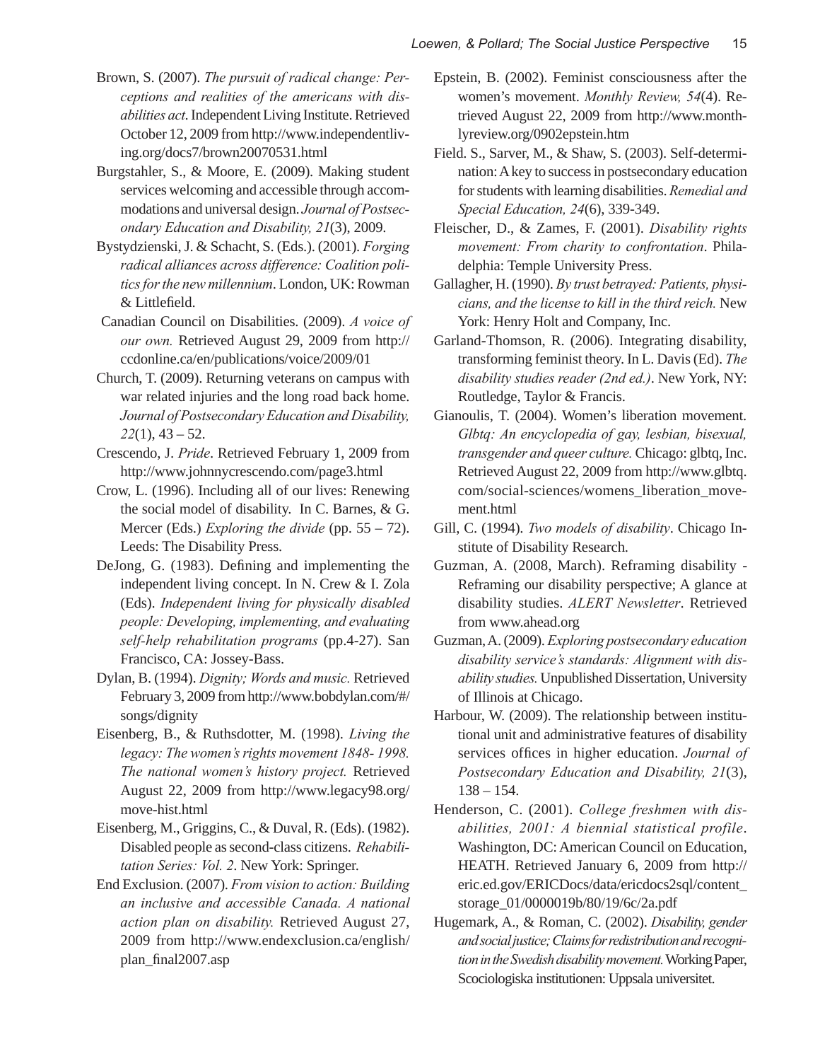Brown, S. (2007). *The pursuit of radical change: Perceptions and realities of the americans with disabilities act*. Independent Living Institute. Retrieved October 12, 2009 from http://www.independentliving.org/docs7/brown20070531.html

Burgstahler, S., & Moore, E. (2009). Making student services welcoming and accessible through accommodations and universal design. *Journal of Postsecondary Education and Disability, 21*(3), 2009.

Bystydzienski, J. & Schacht, S. (Eds.). (2001). *Forging radical alliances across difference: Coalition politics for the new millennium*. London, UK: Rowman & Littlefield.

Canadian Council on Disabilities. (2009). *A voice of our own.* Retrieved August 29, 2009 from http://ccdonline.ca/en/publications/voice/2009/01

Church, T. (2009). Returning veterans on campus with war related injuries and the long road back home. *Journal of Postsecondary Education and Disability, 22*(1), 43 – 52.

Crescendo, J. *Pride*. Retrieved February 1, 2009 from http://www.johnnycrescendo.com/page3.html

Crow, L. (1996). Including all of our lives: Renewing the social model of disability. In C. Barnes, & G. Mercer (Eds.) *Exploring the divide* (pp. 55 – 72). Leeds: The Disability Press.

DeJong, G. (1983). Defining and implementing the independent living concept. In N. Crew & I. Zola (Eds). *Independent living for physically disabled people: Developing, implementing, and evaluating self-help rehabilitation programs* (pp.4-27). San Francisco, CA: Jossey-Bass.

Dylan, B. (1994). *Dignity; Words and music.* Retrieved February 3, 2009 from http://www.bobdylan.com/#/songs/dignity

Eisenberg, B., & Ruthsdotter, M. (1998). *Living the legacy: The women's rights movement 1848- 1998. The national women's history project.* Retrieved August 22, 2009 from http://www.legacy98.org/move-hist.html

Eisenberg, M., Griggins, C., & Duval, R. (Eds). (1982). Disabled people as second-class citizens. *Rehabilitation Series: Vol. 2*. New York: Springer.

End Exclusion. (2007). *From vision to action: Building an inclusive and accessible Canada. A national action plan on disability.* Retrieved August 27, 2009 from http://www.endexclusion.ca/english/plan_final2007.asp

Epstein, B. (2002). Feminist consciousness after the women's movement. *Monthly Review, 54*(4). Retrieved August 22, 2009 from http://www.monthlyreview.org/0902epstein.htm

Field. S., Sarver, M., & Shaw, S. (2003). Self-determination: A key to success in postsecondary education for students with learning disabilities. *Remedial and Special Education, 24*(6), 339-349.

Fleischer, D., & Zames, F. (2001). *Disability rights movement: From charity to confrontation*. Philadelphia: Temple University Press.

Gallagher, H. (1990). *By trust betrayed: Patients, physicians, and the license to kill in the third reich.* New York: Henry Holt and Company, Inc.

Garland-Thomson, R. (2006). Integrating disability, transforming feminist theory. In L. Davis (Ed). *The disability studies reader (2nd ed.)*. New York, NY: Routledge, Taylor & Francis.

Gianoulis, T. (2004). Women's liberation movement. *Glbtq: An encyclopedia of gay, lesbian, bisexual, transgender and queer culture.* Chicago: glbtq, Inc. Retrieved August 22, 2009 from http://www.glbtq.com/social-sciences/womens_liberation_movement.html

Gill, C. (1994). *Two models of disability*. Chicago Institute of Disability Research.

Guzman, A. (2008, March). Reframing disability - Reframing our disability perspective; A glance at disability studies. *ALERT Newsletter*. Retrieved from www.ahead.org

Guzman, A. (2009). *Exploring postsecondary education disability service's standards: Alignment with disability studies.* Unpublished Dissertation, University of Illinois at Chicago.

Harbour, W. (2009). The relationship between institutional unit and administrative features of disability services offices in higher education. *Journal of Postsecondary Education and Disability, 21*(3), 138 – 154.

Henderson, C. (2001). *College freshmen with disabilities, 2001: A biennial statistical profile*. Washington, DC: American Council on Education, HEATH. Retrieved January 6, 2009 from http://eric.ed.gov/ERICDocs/data/ericdocs2sql/content_storage_01/0000019b/80/19/6c/2a.pdf

Hugemark, A., & Roman, C. (2002). *Disability, gender and social justice; Claims for redistribution and recognition in the Swedish disability movement.* Working Paper, Scociologiska institutionen: Uppsala universitet.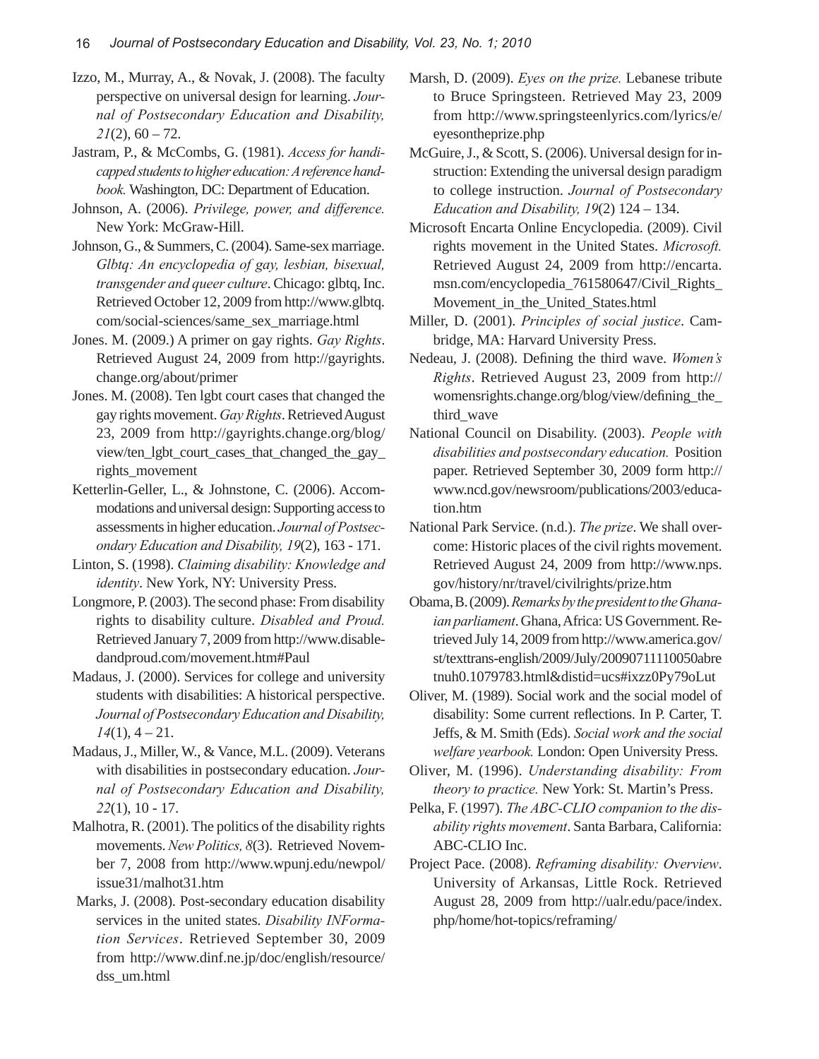Izzo, M., Murray, A., & Novak, J. (2008). The faculty perspective on universal design for learning. *Journal of Postsecondary Education and Disability, 21*(2), 60 – 72.

Jastram, P., & McCombs, G. (1981). *Access for handicapped students to higher education: A reference handbook.* Washington, DC: Department of Education.

Johnson, A. (2006). *Privilege, power, and difference.* New York: McGraw-Hill.

Johnson, G., & Summers, C. (2004). Same-sex marriage. *Glbtq: An encyclopedia of gay, lesbian, bisexual, transgender and queer culture*. Chicago: glbtq, Inc. Retrieved October 12, 2009 from http://www.glbtq.com/social-sciences/same_sex_marriage.html

Jones. M. (2009.) A primer on gay rights. *Gay Rights*. Retrieved August 24, 2009 from http://gayrights.change.org/about/primer

Jones. M. (2008). Ten lgbt court cases that changed the gay rights movement. *Gay Rights*. Retrieved August 23, 2009 from http://gayrights.change.org/blog/view/ten_lgbt_court_cases_that_changed_the_gay_rights_movement

Ketterlin-Geller, L., & Johnstone, C. (2006). Accommodations and universal design: Supporting access to assessments in higher education. *Journal of Postsecondary Education and Disability, 19*(2), 163 - 171.

Linton, S. (1998). *Claiming disability: Knowledge and identity*. New York, NY: University Press.

Longmore, P. (2003). The second phase: From disability rights to disability culture. *Disabled and Proud.* Retrieved January 7, 2009 from http://www.disabledandproud.com/movement.htm#Paul

Madaus, J. (2000). Services for college and university students with disabilities: A historical perspective. *Journal of Postsecondary Education and Disability, 14*(1), 4 – 21.

Madaus, J., Miller, W., & Vance, M.L. (2009). Veterans with disabilities in postsecondary education. *Journal of Postsecondary Education and Disability, 22*(1), 10 - 17.

Malhotra, R. (2001). The politics of the disability rights movements. *New Politics, 8*(3). Retrieved November 7, 2008 from http://www.wpunj.edu/newpol/issue31/malhot31.htm

Marks, J. (2008). Post-secondary education disability services in the united states. *Disability INFormation Services*. Retrieved September 30, 2009 from http://www.dinf.ne.jp/doc/english/resource/dss_um.html

Marsh, D. (2009). *Eyes on the prize.* Lebanese tribute to Bruce Springsteen. Retrieved May 23, 2009 from http://www.springsteenlyrics.com/lyrics/e/eyesontheprize.php

McGuire, J., & Scott, S. (2006). Universal design for instruction: Extending the universal design paradigm to college instruction. *Journal of Postsecondary Education and Disability, 19*(2) 124 – 134.

Microsoft Encarta Online Encyclopedia. (2009). Civil rights movement in the United States. *Microsoft.* Retrieved August 24, 2009 from http://encarta.msn.com/encyclopedia_761580647/Civil_Rights_Movement_in_the_United_States.html

Miller, D. (2001). *Principles of social justice*. Cambridge, MA: Harvard University Press.

Nedeau, J. (2008). Defining the third wave. *Women's Rights*. Retrieved August 23, 2009 from http://womensrights.change.org/blog/view/defining_the_third_wave

National Council on Disability. (2003). *People with disabilities and postsecondary education.* Position paper. Retrieved September 30, 2009 form http://www.ncd.gov/newsroom/publications/2003/education.htm

National Park Service. (n.d.). *The prize*. We shall overcome: Historic places of the civil rights movement. Retrieved August 24, 2009 from http://www.nps.gov/history/nr/travel/civilrights/prize.htm

Obama, B. (2009). *Remarks by the president to the Ghanaian parliament*. Ghana, Africa: US Government. Retrieved July 14, 2009 from http://www.america.gov/st/texttrans-english/2009/July/20090711110050abretnuh0.1079783.html&distid=ucs#ixzz0Py79oLut

Oliver, M. (1989). Social work and the social model of disability: Some current reflections. In P. Carter, T. Jeffs, & M. Smith (Eds). *Social work and the social welfare yearbook.* London: Open University Press.

Oliver, M. (1996). *Understanding disability: From theory to practice.* New York: St. Martin's Press.

Pelka, F. (1997). *The ABC-CLIO companion to the disability rights movement*. Santa Barbara, California: ABC-CLIO Inc.

Project Pace. (2008). *Reframing disability: Overview*. University of Arkansas, Little Rock. Retrieved August 28, 2009 from http://ualr.edu/pace/index.php/home/hot-topics/reframing/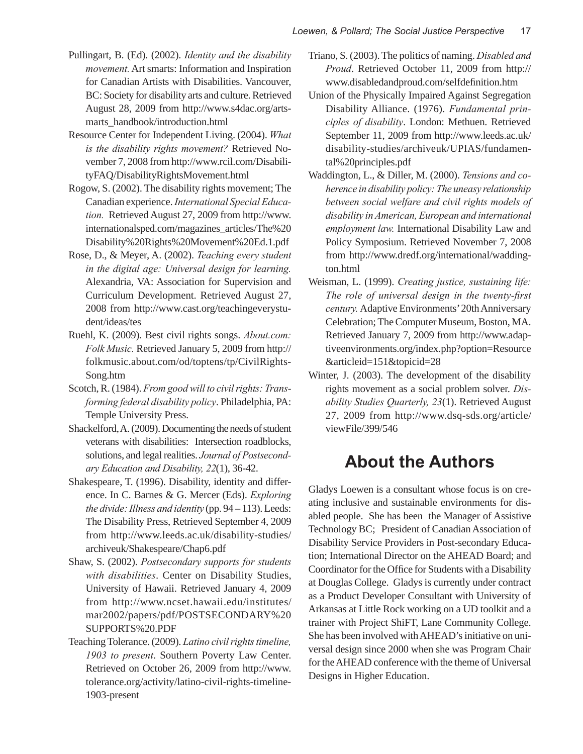Pullingart, B. (Ed). (2002). *Identity and the disability movement.* Art smarts: Information and Inspiration for Canadian Artists with Disabilities. Vancouver, BC: Society for disability arts and culture. Retrieved August 28, 2009 from http://www.s4dac.org/artsmarts_handbook/introduction.html

Resource Center for Independent Living. (2004). *What is the disability rights movement?* Retrieved November 7, 2008 from http://www.rcil.com/DisabilityFAQ/DisabilityRightsMovement.html

Rogow, S. (2002). The disability rights movement; The Canadian experience. *International Special Education.* Retrieved August 27, 2009 from http://www.internationalsped.com/magazines_articles/The%20Disability%20Rights%20Movement%20Ed.1.pdf

Rose, D., & Meyer, A. (2002). *Teaching every student in the digital age: Universal design for learning.* Alexandria, VA: Association for Supervision and Curriculum Development. Retrieved August 27, 2008 from http://www.cast.org/teachingeverystudent/ideas/tes

Ruehl, K. (2009). Best civil rights songs. *About.com: Folk Music.* Retrieved January 5, 2009 from http://folkmusic.about.com/od/toptens/tp/CivilRightsSong.htm

Scotch, R. (1984). *From good will to civil rights: Transforming federal disability policy*. Philadelphia, PA: Temple University Press.

Shackelford, A. (2009). Documenting the needs of student veterans with disabilities: Intersection roadblocks, solutions, and legal realities. *Journal of Postsecondary Education and Disability, 22*(1), 36-42.

Shakespeare, T. (1996). Disability, identity and difference. In C. Barnes & G. Mercer (Eds). *Exploring the divide: Illness and identity* (pp. 94 – 113). Leeds: The Disability Press, Retrieved September 4, 2009 from http://www.leeds.ac.uk/disability-studies/archiveuk/Shakespeare/Chap6.pdf

Shaw, S. (2002). *Postsecondary supports for students with disabilities*. Center on Disability Studies, University of Hawaii. Retrieved January 4, 2009 from http://www.ncset.hawaii.edu/institutes/mar2002/papers/pdf/POSTSECONDARY%20SUPPORTS%20.PDF

Teaching Tolerance. (2009). *Latino civil rights timeline, 1903 to present*. Southern Poverty Law Center. Retrieved on October 26, 2009 from http://www.tolerance.org/activity/latino-civil-rights-timeline-1903-present

Triano, S. (2003). The politics of naming. *Disabled and Proud*. Retrieved October 11, 2009 from http://www.disabledandproud.com/selfdefinition.htm

Union of the Physically Impaired Against Segregation Disability Alliance. (1976). *Fundamental principles of disability*. London: Methuen. Retrieved September 11, 2009 from http://www.leeds.ac.uk/disability-studies/archiveuk/UPIAS/fundamental%20principles.pdf

Waddington, L., & Diller, M. (2000). *Tensions and coherence in disability policy: The uneasy relationship between social welfare and civil rights models of disability in American, European and international employment law.* International Disability Law and Policy Symposium. Retrieved November 7, 2008 from http://www.dredf.org/international/waddington.html

Weisman, L. (1999). *Creating justice, sustaining life: The role of universal design in the twenty-first century.* Adaptive Environments' 20th Anniversary Celebration; The Computer Museum, Boston, MA. Retrieved January 7, 2009 from http://www.adaptiveenvironments.org/index.php?option=Resource&articleid=151&topicid=28

Winter, J. (2003). The development of the disability rights movement as a social problem solver. *Disability Studies Quarterly, 23*(1). Retrieved August 27, 2009 from http://www.dsq-sds.org/article/viewFile/399/546

## About the Authors

Gladys Loewen is a consultant whose focus is on creating inclusive and sustainable environments for disabled people. She has been the Manager of Assistive Technology BC; President of Canadian Association of Disability Service Providers in Post-secondary Education; International Director on the AHEAD Board; and Coordinator for the Office for Students with a Disability at Douglas College. Gladys is currently under contract as a Product Developer Consultant with University of Arkansas at Little Rock working on a UD toolkit and a trainer with Project ShiFT, Lane Community College. She has been involved with AHEAD's initiative on universal design since 2000 when she was Program Chair for the AHEAD conference with the theme of Universal Designs in Higher Education.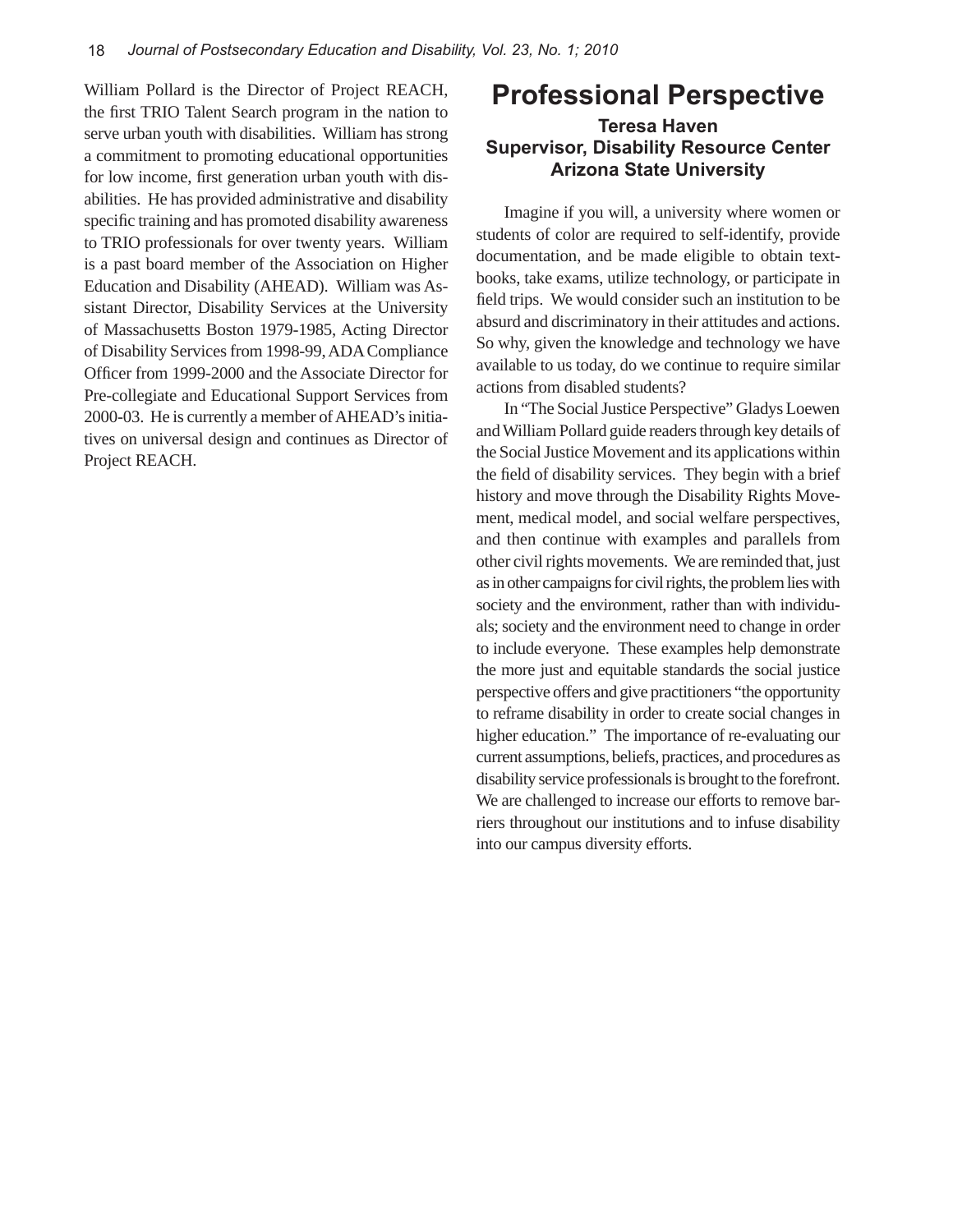William Pollard is the Director of Project REACH, the first TRIO Talent Search program in the nation to serve urban youth with disabilities. William has strong a commitment to promoting educational opportunities for low income, first generation urban youth with disabilities. He has provided administrative and disability specific training and has promoted disability awareness to TRIO professionals for over twenty years. William is a past board member of the Association on Higher Education and Disability (AHEAD). William was Assistant Director, Disability Services at the University of Massachusetts Boston 1979-1985, Acting Director of Disability Services from 1998-99, ADA Compliance Officer from 1999-2000 and the Associate Director for Pre-collegiate and Educational Support Services from 2000-03. He is currently a member of AHEAD's initiatives on universal design and continues as Director of Project REACH.

# Professional Perspective

### Teresa Haven
### Supervisor, Disability Resource Center
### Arizona State University

Imagine if you will, a university where women or students of color are required to self-identify, provide documentation, and be made eligible to obtain textbooks, take exams, utilize technology, or participate in field trips. We would consider such an institution to be absurd and discriminatory in their attitudes and actions. So why, given the knowledge and technology we have available to us today, do we continue to require similar actions from disabled students?

In "The Social Justice Perspective" Gladys Loewen and William Pollard guide readers through key details of the Social Justice Movement and its applications within the field of disability services. They begin with a brief history and move through the Disability Rights Movement, medical model, and social welfare perspectives, and then continue with examples and parallels from other civil rights movements. We are reminded that, just as in other campaigns for civil rights, the problem lies with society and the environment, rather than with individuals; society and the environment need to change in order to include everyone. These examples help demonstrate the more just and equitable standards the social justice perspective offers and give practitioners "the opportunity to reframe disability in order to create social changes in higher education." The importance of re-evaluating our current assumptions, beliefs, practices, and procedures as disability service professionals is brought to the forefront. We are challenged to increase our efforts to remove barriers throughout our institutions and to infuse disability into our campus diversity efforts.